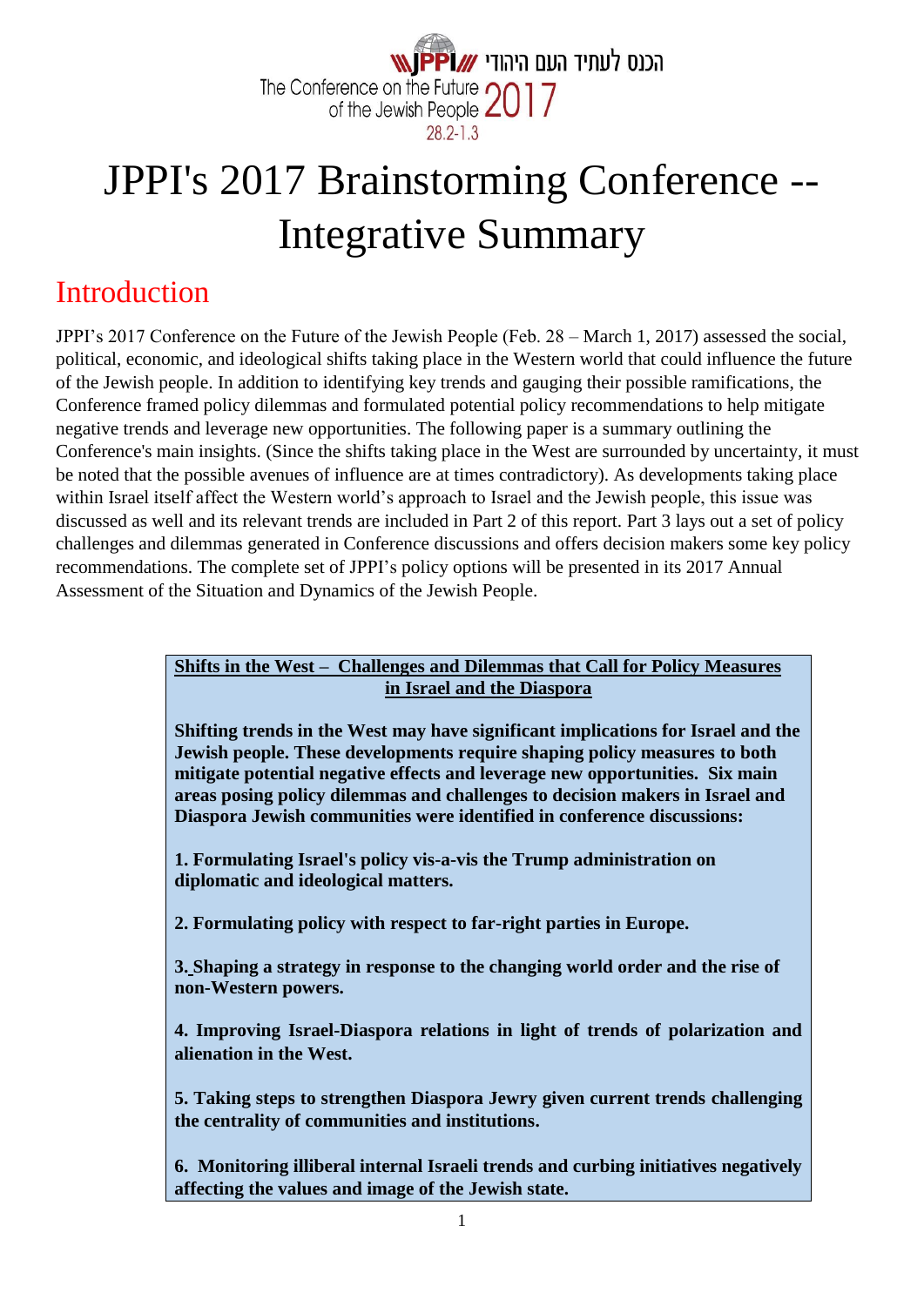הכנס לעתיד העם היהודי JPPI

The Conference on the Future of the Jewish People 2017

28.2-1.3

# JPPI's 2017 Brainstorming Conference -- Integrative Summary

## Introduction

JPPI's 2017 Conference on the Future of the Jewish People (Feb. 28 – March 1, 2017) assessed the social, political, economic, and ideological shifts taking place in the Western world that could influence the future of the Jewish people. In addition to identifying key trends and gauging their possible ramifications, the Conference framed policy dilemmas and formulated potential policy recommendations to help mitigate negative trends and leverage new opportunities. The following paper is a summary outlining the Conference's main insights. (Since the shifts taking place in the West are surrounded by uncertainty, it must be noted that the possible avenues of influence are at times contradictory). As developments taking place within Israel itself affect the Western world's approach to Israel and the Jewish people, this issue was discussed as well and its relevant trends are included in Part 2 of this report. Part 3 lays out a set of policy challenges and dilemmas generated in Conference discussions and offers decision makers some key policy recommendations. The complete set of JPPI's policy options will be presented in its 2017 Annual Assessment of the Situation and Dynamics of the Jewish People.

**Shifts in the West – Challenges and Dilemmas that Call for Policy Measures in Israel and the Diaspora**

**Shifting trends in the West may have significant implications for Israel and the Jewish people. These developments require shaping policy measures to both mitigate potential negative effects and leverage new opportunities. Six main areas posing policy dilemmas and challenges to decision makers in Israel and Diaspora Jewish communities were identified in conference discussions:**

**1. Formulating Israel's policy vis-a-vis the Trump administration on diplomatic and ideological matters.**

**2. Formulating policy with respect to far-right parties in Europe.**

**3. Shaping a strategy in response to the changing world order and the rise of non-Western powers.**

**4. Improving Israel-Diaspora relations in light of trends of polarization and alienation in the West.**

**5. Taking steps to strengthen Diaspora Jewry given current trends challenging the centrality of communities and institutions.**

**6. Monitoring illiberal internal Israeli trends and curbing initiatives negatively affecting the values and image of the Jewish state.**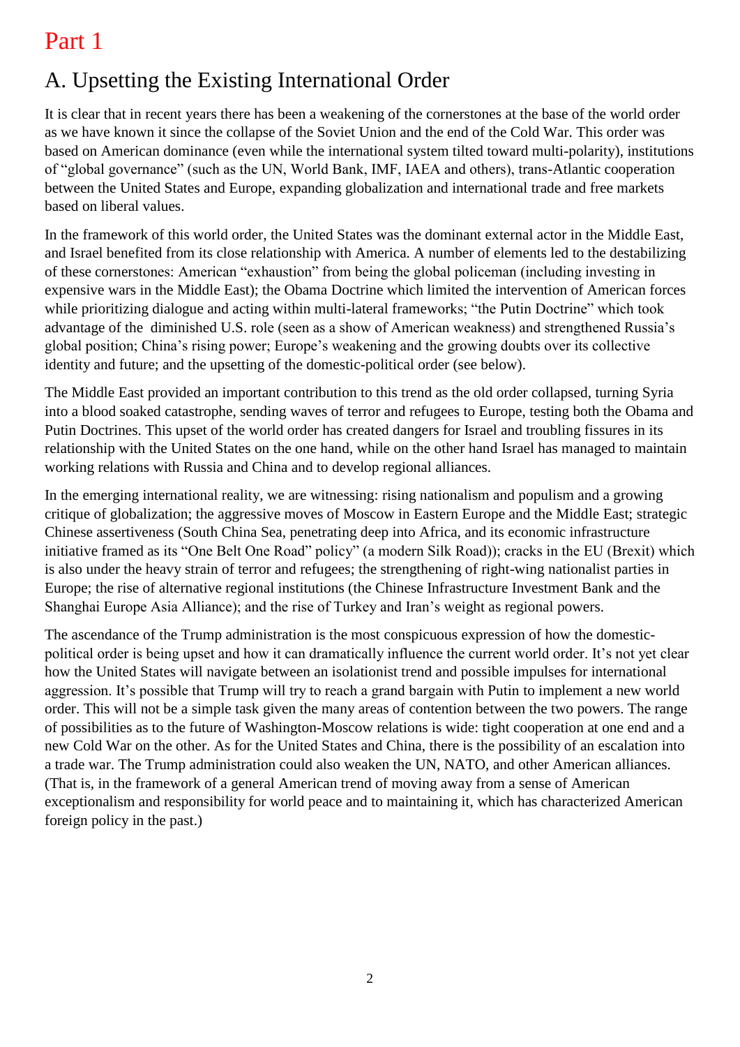# Part 1

## A. Upsetting the Existing International Order

It is clear that in recent years there has been a weakening of the cornerstones at the base of the world order as we have known it since the collapse of the Soviet Union and the end of the Cold War. This order was based on American dominance (even while the international system tilted toward multi-polarity), institutions of "global governance" (such as the UN, World Bank, IMF, IAEA and others), trans-Atlantic cooperation between the United States and Europe, expanding globalization and international trade and free markets based on liberal values.

In the framework of this world order, the United States was the dominant external actor in the Middle East, and Israel benefited from its close relationship with America. A number of elements led to the destabilizing of these cornerstones: American "exhaustion" from being the global policeman (including investing in expensive wars in the Middle East); the Obama Doctrine which limited the intervention of American forces while prioritizing dialogue and acting within multi-lateral frameworks; "the Putin Doctrine" which took advantage of the diminished U.S. role (seen as a show of American weakness) and strengthened Russia's global position; China's rising power; Europe's weakening and the growing doubts over its collective identity and future; and the upsetting of the domestic-political order (see below).

The Middle East provided an important contribution to this trend as the old order collapsed, turning Syria into a blood soaked catastrophe, sending waves of terror and refugees to Europe, testing both the Obama and Putin Doctrines. This upset of the world order has created dangers for Israel and troubling fissures in its relationship with the United States on the one hand, while on the other hand Israel has managed to maintain working relations with Russia and China and to develop regional alliances.

In the emerging international reality, we are witnessing: rising nationalism and populism and a growing critique of globalization; the aggressive moves of Moscow in Eastern Europe and the Middle East; strategic Chinese assertiveness (South China Sea, penetrating deep into Africa, and its economic infrastructure initiative framed as its "One Belt One Road" policy" (a modern Silk Road)); cracks in the EU (Brexit) which is also under the heavy strain of terror and refugees; the strengthening of right-wing nationalist parties in Europe; the rise of alternative regional institutions (the Chinese Infrastructure Investment Bank and the Shanghai Europe Asia Alliance); and the rise of Turkey and Iran's weight as regional powers.

The ascendance of the Trump administration is the most conspicuous expression of how the domestic-political order is being upset and how it can dramatically influence the current world order. It's not yet clear how the United States will navigate between an isolationist trend and possible impulses for international aggression. It's possible that Trump will try to reach a grand bargain with Putin to implement a new world order. This will not be a simple task given the many areas of contention between the two powers. The range of possibilities as to the future of Washington-Moscow relations is wide: tight cooperation at one end and a new Cold War on the other. As for the United States and China, there is the possibility of an escalation into a trade war. The Trump administration could also weaken the UN, NATO, and other American alliances. (That is, in the framework of a general American trend of moving away from a sense of American exceptionalism and responsibility for world peace and to maintaining it, which has characterized American foreign policy in the past.)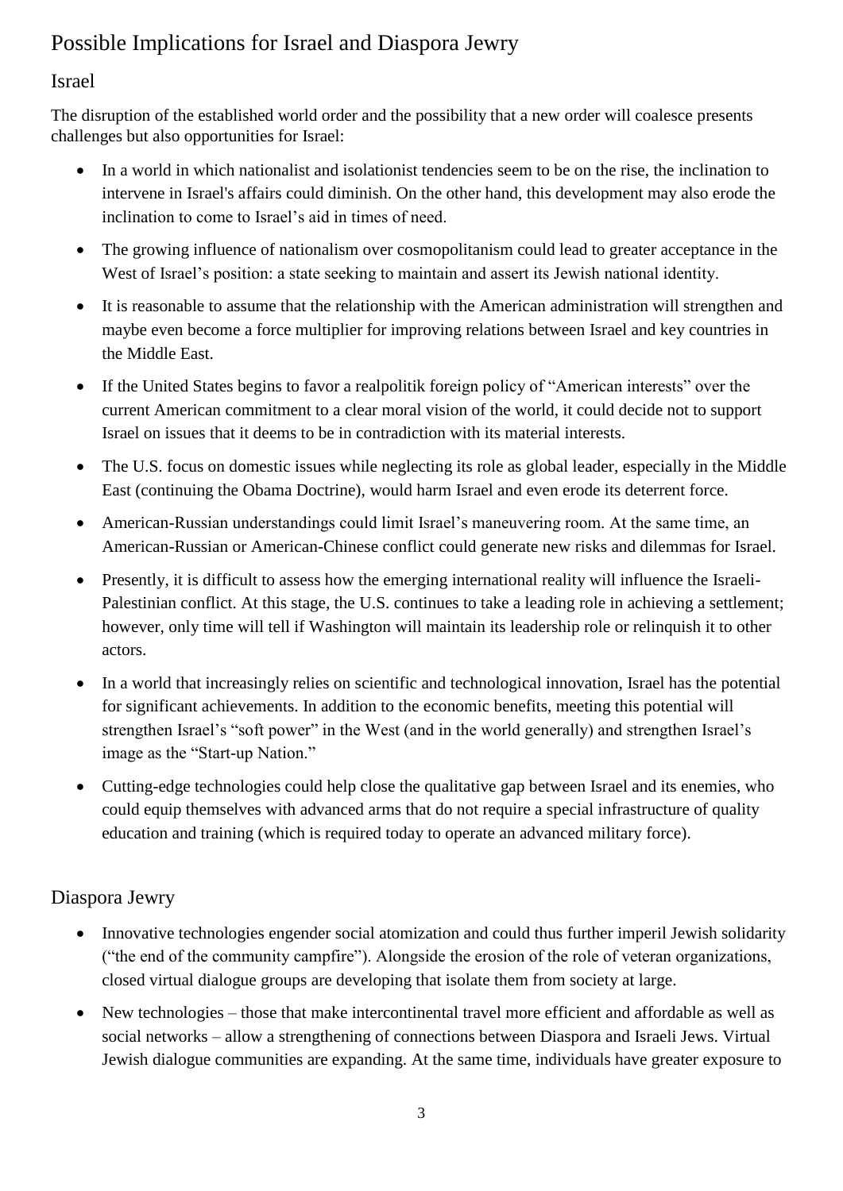# Possible Implications for Israel and Diaspora Jewry

## Israel

The disruption of the established world order and the possibility that a new order will coalesce presents challenges but also opportunities for Israel:

- In a world in which nationalist and isolationist tendencies seem to be on the rise, the inclination to intervene in Israel's affairs could diminish. On the other hand, this development may also erode the inclination to come to Israel's aid in times of need.
- The growing influence of nationalism over cosmopolitanism could lead to greater acceptance in the West of Israel's position: a state seeking to maintain and assert its Jewish national identity.
- It is reasonable to assume that the relationship with the American administration will strengthen and maybe even become a force multiplier for improving relations between Israel and key countries in the Middle East.
- If the United States begins to favor a realpolitik foreign policy of "American interests" over the current American commitment to a clear moral vision of the world, it could decide not to support Israel on issues that it deems to be in contradiction with its material interests.
- The U.S. focus on domestic issues while neglecting its role as global leader, especially in the Middle East (continuing the Obama Doctrine), would harm Israel and even erode its deterrent force.
- American-Russian understandings could limit Israel's maneuvering room. At the same time, an American-Russian or American-Chinese conflict could generate new risks and dilemmas for Israel.
- Presently, it is difficult to assess how the emerging international reality will influence the Israeli-Palestinian conflict. At this stage, the U.S. continues to take a leading role in achieving a settlement; however, only time will tell if Washington will maintain its leadership role or relinquish it to other actors.
- In a world that increasingly relies on scientific and technological innovation, Israel has the potential for significant achievements. In addition to the economic benefits, meeting this potential will strengthen Israel's "soft power" in the West (and in the world generally) and strengthen Israel's image as the "Start-up Nation."
- Cutting-edge technologies could help close the qualitative gap between Israel and its enemies, who could equip themselves with advanced arms that do not require a special infrastructure of quality education and training (which is required today to operate an advanced military force).

## Diaspora Jewry

- Innovative technologies engender social atomization and could thus further imperil Jewish solidarity ("the end of the community campfire"). Alongside the erosion of the role of veteran organizations, closed virtual dialogue groups are developing that isolate them from society at large.
- New technologies – those that make intercontinental travel more efficient and affordable as well as social networks – allow a strengthening of connections between Diaspora and Israeli Jews. Virtual Jewish dialogue communities are expanding. At the same time, individuals have greater exposure to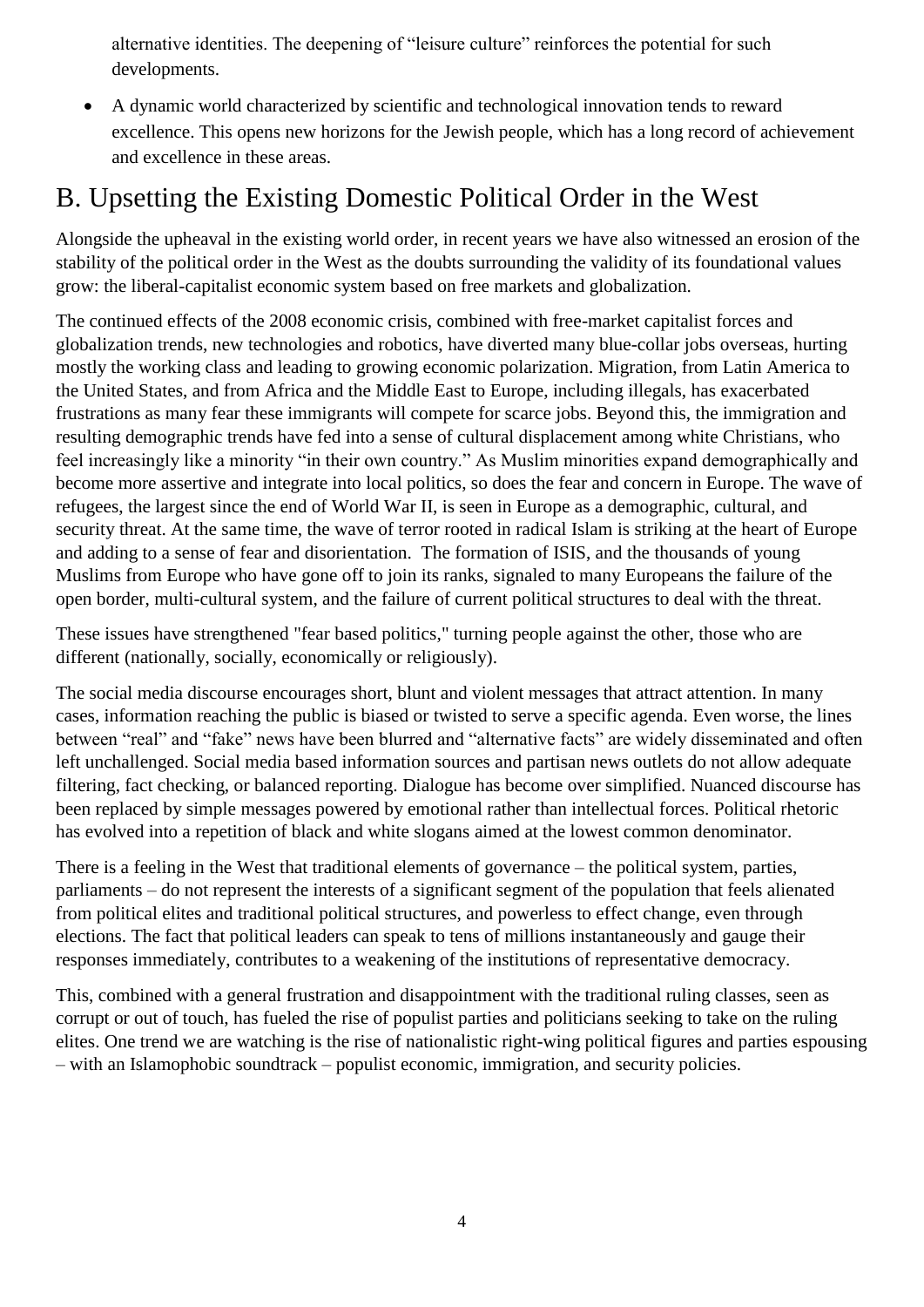alternative identities. The deepening of "leisure culture" reinforces the potential for such developments.

- A dynamic world characterized by scientific and technological innovation tends to reward excellence. This opens new horizons for the Jewish people, which has a long record of achievement and excellence in these areas.

## B. Upsetting the Existing Domestic Political Order in the West

Alongside the upheaval in the existing world order, in recent years we have also witnessed an erosion of the stability of the political order in the West as the doubts surrounding the validity of its foundational values grow: the liberal-capitalist economic system based on free markets and globalization.

The continued effects of the 2008 economic crisis, combined with free-market capitalist forces and globalization trends, new technologies and robotics, have diverted many blue-collar jobs overseas, hurting mostly the working class and leading to growing economic polarization. Migration, from Latin America to the United States, and from Africa and the Middle East to Europe, including illegals, has exacerbated frustrations as many fear these immigrants will compete for scarce jobs. Beyond this, the immigration and resulting demographic trends have fed into a sense of cultural displacement among white Christians, who feel increasingly like a minority "in their own country." As Muslim minorities expand demographically and become more assertive and integrate into local politics, so does the fear and concern in Europe. The wave of refugees, the largest since the end of World War II, is seen in Europe as a demographic, cultural, and security threat. At the same time, the wave of terror rooted in radical Islam is striking at the heart of Europe and adding to a sense of fear and disorientation. The formation of ISIS, and the thousands of young Muslims from Europe who have gone off to join its ranks, signaled to many Europeans the failure of the open border, multi-cultural system, and the failure of current political structures to deal with the threat.

These issues have strengthened "fear based politics," turning people against the other, those who are different (nationally, socially, economically or religiously).

The social media discourse encourages short, blunt and violent messages that attract attention. In many cases, information reaching the public is biased or twisted to serve a specific agenda. Even worse, the lines between "real" and "fake" news have been blurred and "alternative facts" are widely disseminated and often left unchallenged. Social media based information sources and partisan news outlets do not allow adequate filtering, fact checking, or balanced reporting. Dialogue has become over simplified. Nuanced discourse has been replaced by simple messages powered by emotional rather than intellectual forces. Political rhetoric has evolved into a repetition of black and white slogans aimed at the lowest common denominator.

There is a feeling in the West that traditional elements of governance – the political system, parties, parliaments – do not represent the interests of a significant segment of the population that feels alienated from political elites and traditional political structures, and powerless to effect change, even through elections. The fact that political leaders can speak to tens of millions instantaneously and gauge their responses immediately, contributes to a weakening of the institutions of representative democracy.

This, combined with a general frustration and disappointment with the traditional ruling classes, seen as corrupt or out of touch, has fueled the rise of populist parties and politicians seeking to take on the ruling elites. One trend we are watching is the rise of nationalistic right-wing political figures and parties espousing – with an Islamophobic soundtrack – populist economic, immigration, and security policies.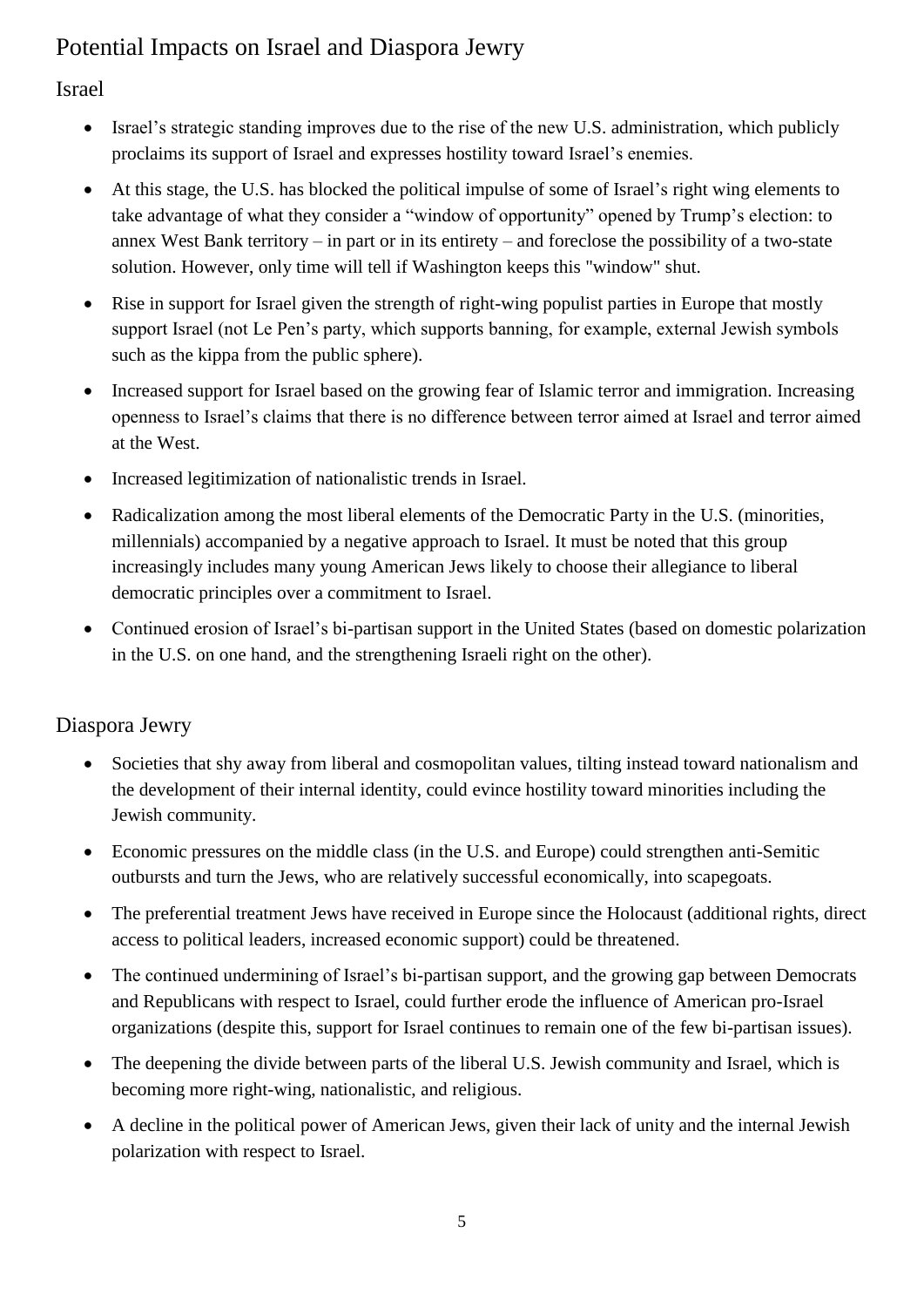## Potential Impacts on Israel and Diaspora Jewry

### Israel

- Israel's strategic standing improves due to the rise of the new U.S. administration, which publicly proclaims its support of Israel and expresses hostility toward Israel's enemies.
- At this stage, the U.S. has blocked the political impulse of some of Israel's right wing elements to take advantage of what they consider a "window of opportunity" opened by Trump's election: to annex West Bank territory – in part or in its entirety – and foreclose the possibility of a two-state solution. However, only time will tell if Washington keeps this "window" shut.
- Rise in support for Israel given the strength of right-wing populist parties in Europe that mostly support Israel (not Le Pen's party, which supports banning, for example, external Jewish symbols such as the kippa from the public sphere).
- Increased support for Israel based on the growing fear of Islamic terror and immigration. Increasing openness to Israel's claims that there is no difference between terror aimed at Israel and terror aimed at the West.
- Increased legitimization of nationalistic trends in Israel.
- Radicalization among the most liberal elements of the Democratic Party in the U.S. (minorities, millennials) accompanied by a negative approach to Israel. It must be noted that this group increasingly includes many young American Jews likely to choose their allegiance to liberal democratic principles over a commitment to Israel.
- Continued erosion of Israel's bi-partisan support in the United States (based on domestic polarization in the U.S. on one hand, and the strengthening Israeli right on the other).

### Diaspora Jewry

- Societies that shy away from liberal and cosmopolitan values, tilting instead toward nationalism and the development of their internal identity, could evince hostility toward minorities including the Jewish community.
- Economic pressures on the middle class (in the U.S. and Europe) could strengthen anti-Semitic outbursts and turn the Jews, who are relatively successful economically, into scapegoats.
- The preferential treatment Jews have received in Europe since the Holocaust (additional rights, direct access to political leaders, increased economic support) could be threatened.
- The continued undermining of Israel's bi-partisan support, and the growing gap between Democrats and Republicans with respect to Israel, could further erode the influence of American pro-Israel organizations (despite this, support for Israel continues to remain one of the few bi-partisan issues).
- The deepening the divide between parts of the liberal U.S. Jewish community and Israel, which is becoming more right-wing, nationalistic, and religious.
- A decline in the political power of American Jews, given their lack of unity and the internal Jewish polarization with respect to Israel.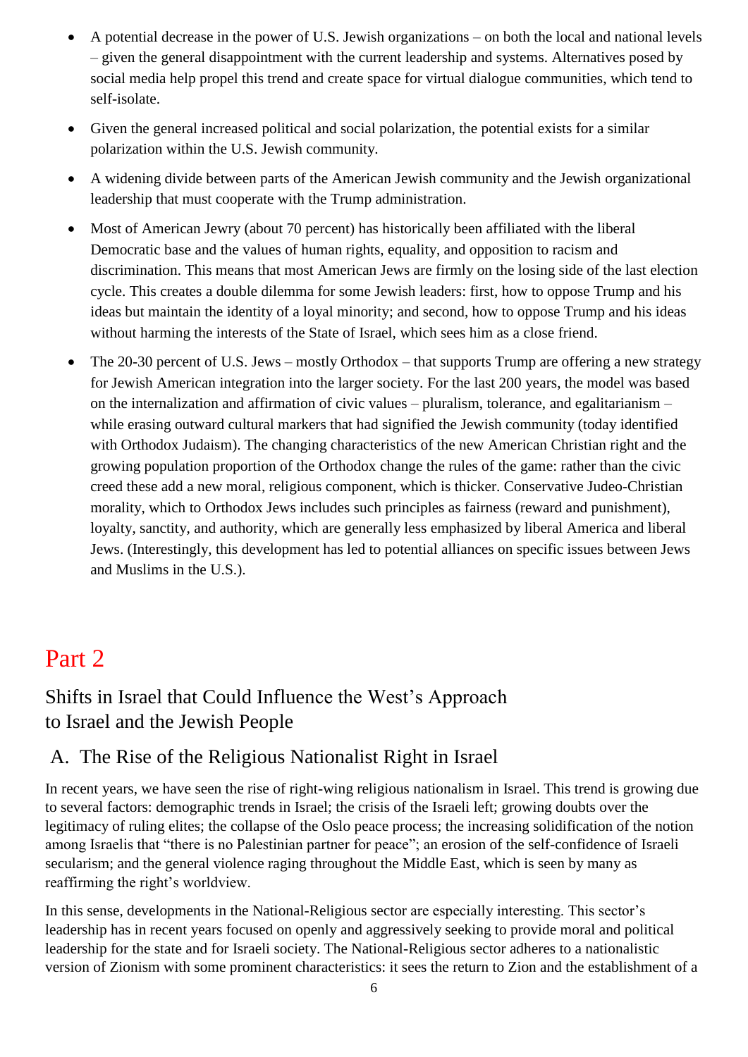- A potential decrease in the power of U.S. Jewish organizations – on both the local and national levels – given the general disappointment with the current leadership and systems. Alternatives posed by social media help propel this trend and create space for virtual dialogue communities, which tend to self-isolate.

- Given the general increased political and social polarization, the potential exists for a similar polarization within the U.S. Jewish community.

- A widening divide between parts of the American Jewish community and the Jewish organizational leadership that must cooperate with the Trump administration.

- Most of American Jewry (about 70 percent) has historically been affiliated with the liberal Democratic base and the values of human rights, equality, and opposition to racism and discrimination. This means that most American Jews are firmly on the losing side of the last election cycle. This creates a double dilemma for some Jewish leaders: first, how to oppose Trump and his ideas but maintain the identity of a loyal minority; and second, how to oppose Trump and his ideas without harming the interests of the State of Israel, which sees him as a close friend.

- The 20-30 percent of U.S. Jews – mostly Orthodox – that supports Trump are offering a new strategy for Jewish American integration into the larger society. For the last 200 years, the model was based on the internalization and affirmation of civic values – pluralism, tolerance, and egalitarianism – while erasing outward cultural markers that had signified the Jewish community (today identified with Orthodox Judaism). The changing characteristics of the new American Christian right and the growing population proportion of the Orthodox change the rules of the game: rather than the civic creed these add a new moral, religious component, which is thicker. Conservative Judeo-Christian morality, which to Orthodox Jews includes such principles as fairness (reward and punishment), loyalty, sanctity, and authority, which are generally less emphasized by liberal America and liberal Jews. (Interestingly, this development has led to potential alliances on specific issues between Jews and Muslims in the U.S.).

# Part 2

## Shifts in Israel that Could Influence the West's Approach to Israel and the Jewish People

### A. The Rise of the Religious Nationalist Right in Israel

In recent years, we have seen the rise of right-wing religious nationalism in Israel. This trend is growing due to several factors: demographic trends in Israel; the crisis of the Israeli left; growing doubts over the legitimacy of ruling elites; the collapse of the Oslo peace process; the increasing solidification of the notion among Israelis that "there is no Palestinian partner for peace"; an erosion of the self-confidence of Israeli secularism; and the general violence raging throughout the Middle East, which is seen by many as reaffirming the right's worldview.

In this sense, developments in the National-Religious sector are especially interesting. This sector's leadership has in recent years focused on openly and aggressively seeking to provide moral and political leadership for the state and for Israeli society. The National-Religious sector adheres to a nationalistic version of Zionism with some prominent characteristics: it sees the return to Zion and the establishment of a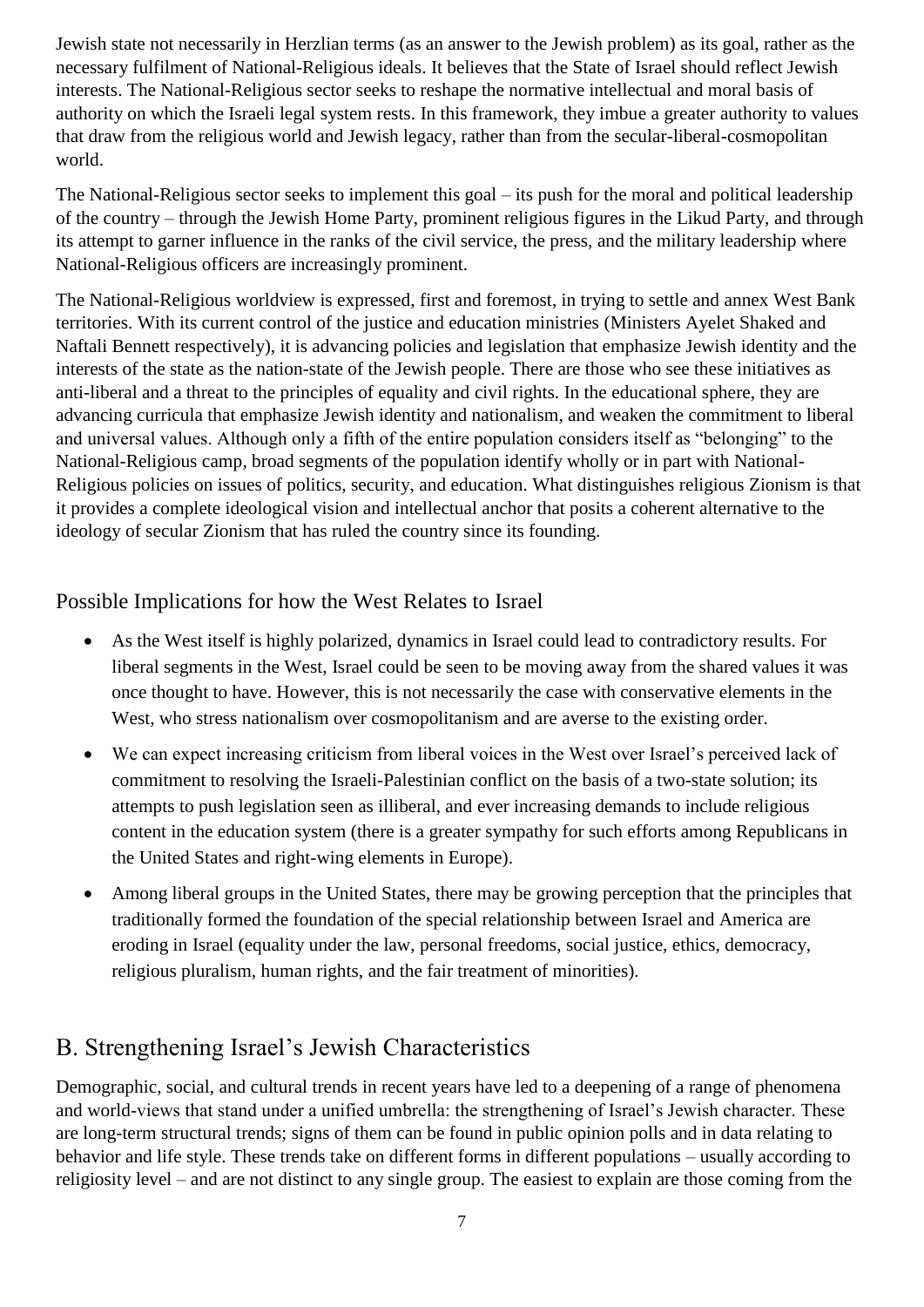Jewish state not necessarily in Herzlian terms (as an answer to the Jewish problem) as its goal, rather as the necessary fulfilment of National-Religious ideals. It believes that the State of Israel should reflect Jewish interests. The National-Religious sector seeks to reshape the normative intellectual and moral basis of authority on which the Israeli legal system rests. In this framework, they imbue a greater authority to values that draw from the religious world and Jewish legacy, rather than from the secular-liberal-cosmopolitan world.

The National-Religious sector seeks to implement this goal – its push for the moral and political leadership of the country – through the Jewish Home Party, prominent religious figures in the Likud Party, and through its attempt to garner influence in the ranks of the civil service, the press, and the military leadership where National-Religious officers are increasingly prominent.

The National-Religious worldview is expressed, first and foremost, in trying to settle and annex West Bank territories. With its current control of the justice and education ministries (Ministers Ayelet Shaked and Naftali Bennett respectively), it is advancing policies and legislation that emphasize Jewish identity and the interests of the state as the nation-state of the Jewish people. There are those who see these initiatives as anti-liberal and a threat to the principles of equality and civil rights. In the educational sphere, they are advancing curricula that emphasize Jewish identity and nationalism, and weaken the commitment to liberal and universal values. Although only a fifth of the entire population considers itself as "belonging" to the National-Religious camp, broad segments of the population identify wholly or in part with National-Religious policies on issues of politics, security, and education. What distinguishes religious Zionism is that it provides a complete ideological vision and intellectual anchor that posits a coherent alternative to the ideology of secular Zionism that has ruled the country since its founding.

### Possible Implications for how the West Relates to Israel

- As the West itself is highly polarized, dynamics in Israel could lead to contradictory results. For liberal segments in the West, Israel could be seen to be moving away from the shared values it was once thought to have. However, this is not necessarily the case with conservative elements in the West, who stress nationalism over cosmopolitanism and are averse to the existing order.
- We can expect increasing criticism from liberal voices in the West over Israel's perceived lack of commitment to resolving the Israeli-Palestinian conflict on the basis of a two-state solution; its attempts to push legislation seen as illiberal, and ever increasing demands to include religious content in the education system (there is a greater sympathy for such efforts among Republicans in the United States and right-wing elements in Europe).
- Among liberal groups in the United States, there may be growing perception that the principles that traditionally formed the foundation of the special relationship between Israel and America are eroding in Israel (equality under the law, personal freedoms, social justice, ethics, democracy, religious pluralism, human rights, and the fair treatment of minorities).

## B. Strengthening Israel's Jewish Characteristics

Demographic, social, and cultural trends in recent years have led to a deepening of a range of phenomena and world-views that stand under a unified umbrella: the strengthening of Israel's Jewish character. These are long-term structural trends; signs of them can be found in public opinion polls and in data relating to behavior and life style. These trends take on different forms in different populations – usually according to religiosity level – and are not distinct to any single group. The easiest to explain are those coming from the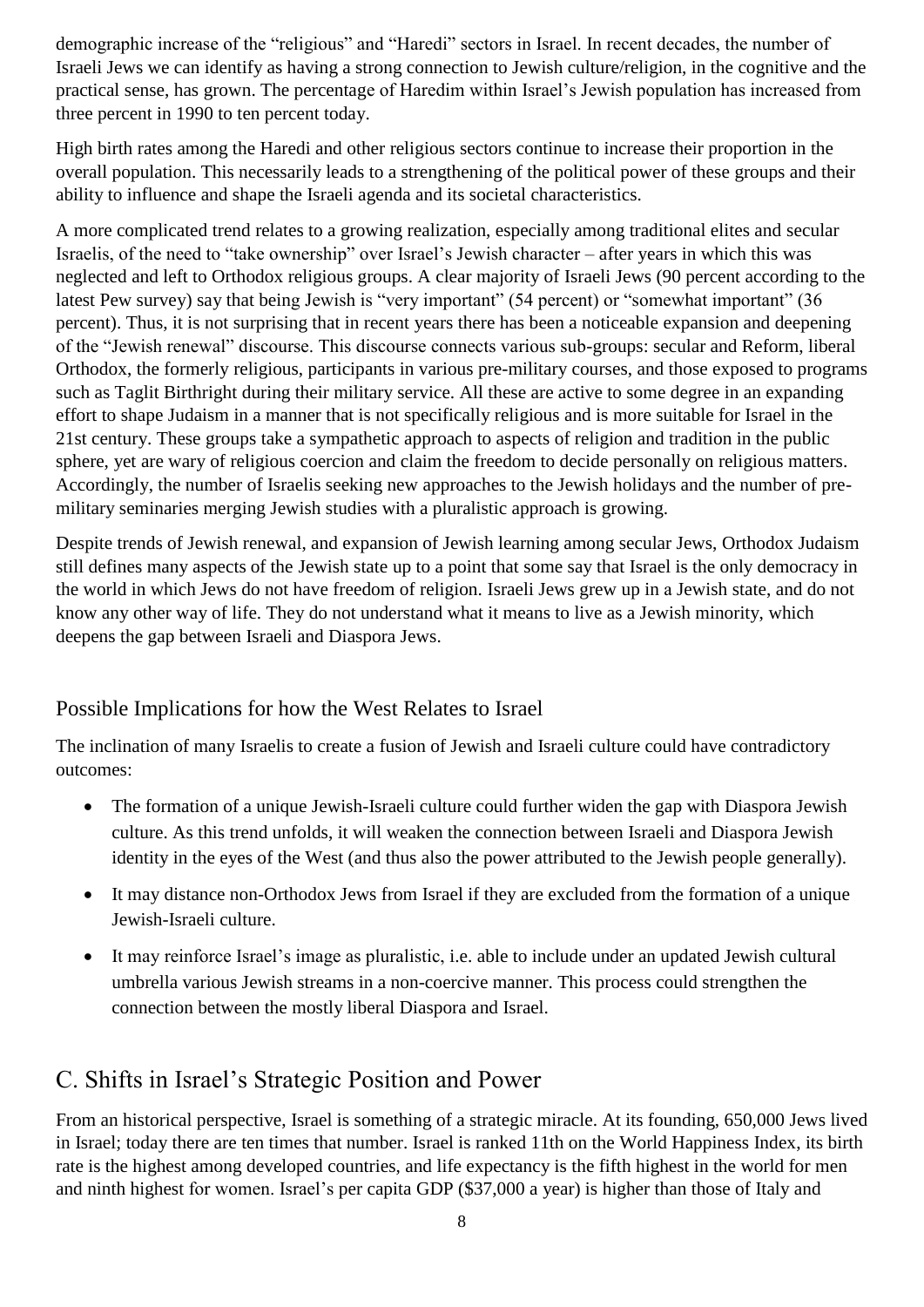demographic increase of the “religious” and “Haredi” sectors in Israel. In recent decades, the number of Israeli Jews we can identify as having a strong connection to Jewish culture/religion, in the cognitive and the practical sense, has grown. The percentage of Haredim within Israel’s Jewish population has increased from three percent in 1990 to ten percent today.

High birth rates among the Haredi and other religious sectors continue to increase their proportion in the overall population. This necessarily leads to a strengthening of the political power of these groups and their ability to influence and shape the Israeli agenda and its societal characteristics.

A more complicated trend relates to a growing realization, especially among traditional elites and secular Israelis, of the need to “take ownership” over Israel’s Jewish character – after years in which this was neglected and left to Orthodox religious groups. A clear majority of Israeli Jews (90 percent according to the latest Pew survey) say that being Jewish is “very important” (54 percent) or “somewhat important” (36 percent). Thus, it is not surprising that in recent years there has been a noticeable expansion and deepening of the “Jewish renewal” discourse. This discourse connects various sub-groups: secular and Reform, liberal Orthodox, the formerly religious, participants in various pre-military courses, and those exposed to programs such as Taglit Birthright during their military service. All these are active to some degree in an expanding effort to shape Judaism in a manner that is not specifically religious and is more suitable for Israel in the 21st century. These groups take a sympathetic approach to aspects of religion and tradition in the public sphere, yet are wary of religious coercion and claim the freedom to decide personally on religious matters. Accordingly, the number of Israelis seeking new approaches to the Jewish holidays and the number of pre-military seminaries merging Jewish studies with a pluralistic approach is growing.

Despite trends of Jewish renewal, and expansion of Jewish learning among secular Jews, Orthodox Judaism still defines many aspects of the Jewish state up to a point that some say that Israel is the only democracy in the world in which Jews do not have freedom of religion. Israeli Jews grew up in a Jewish state, and do not know any other way of life. They do not understand what it means to live as a Jewish minority, which deepens the gap between Israeli and Diaspora Jews.

### Possible Implications for how the West Relates to Israel

The inclination of many Israelis to create a fusion of Jewish and Israeli culture could have contradictory outcomes:

- The formation of a unique Jewish-Israeli culture could further widen the gap with Diaspora Jewish culture. As this trend unfolds, it will weaken the connection between Israeli and Diaspora Jewish identity in the eyes of the West (and thus also the power attributed to the Jewish people generally).
- It may distance non-Orthodox Jews from Israel if they are excluded from the formation of a unique Jewish-Israeli culture.
- It may reinforce Israel’s image as pluralistic, i.e. able to include under an updated Jewish cultural umbrella various Jewish streams in a non-coercive manner. This process could strengthen the connection between the mostly liberal Diaspora and Israel.

## C. Shifts in Israel’s Strategic Position and Power

From an historical perspective, Israel is something of a strategic miracle. At its founding, 650,000 Jews lived in Israel; today there are ten times that number. Israel is ranked 11th on the World Happiness Index, its birth rate is the highest among developed countries, and life expectancy is the fifth highest in the world for men and ninth highest for women. Israel’s per capita GDP ($37,000 a year) is higher than those of Italy and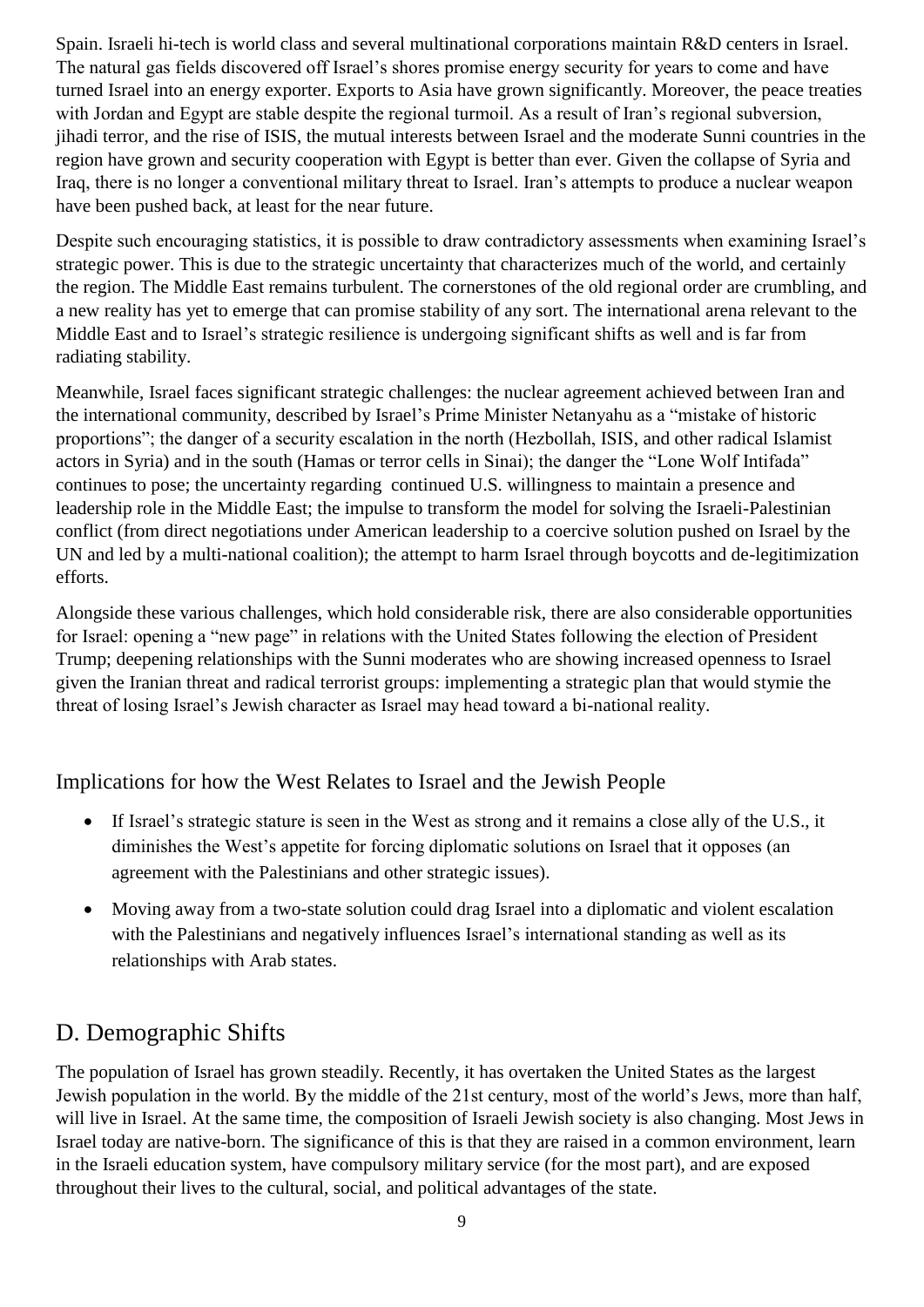Spain. Israeli hi-tech is world class and several multinational corporations maintain R&D centers in Israel. The natural gas fields discovered off Israel's shores promise energy security for years to come and have turned Israel into an energy exporter. Exports to Asia have grown significantly. Moreover, the peace treaties with Jordan and Egypt are stable despite the regional turmoil. As a result of Iran's regional subversion, jihadi terror, and the rise of ISIS, the mutual interests between Israel and the moderate Sunni countries in the region have grown and security cooperation with Egypt is better than ever. Given the collapse of Syria and Iraq, there is no longer a conventional military threat to Israel. Iran's attempts to produce a nuclear weapon have been pushed back, at least for the near future.

Despite such encouraging statistics, it is possible to draw contradictory assessments when examining Israel's strategic power. This is due to the strategic uncertainty that characterizes much of the world, and certainly the region. The Middle East remains turbulent. The cornerstones of the old regional order are crumbling, and a new reality has yet to emerge that can promise stability of any sort. The international arena relevant to the Middle East and to Israel's strategic resilience is undergoing significant shifts as well and is far from radiating stability.

Meanwhile, Israel faces significant strategic challenges: the nuclear agreement achieved between Iran and the international community, described by Israel's Prime Minister Netanyahu as a "mistake of historic proportions"; the danger of a security escalation in the north (Hezbollah, ISIS, and other radical Islamist actors in Syria) and in the south (Hamas or terror cells in Sinai); the danger the "Lone Wolf Intifada" continues to pose; the uncertainty regarding continued U.S. willingness to maintain a presence and leadership role in the Middle East; the impulse to transform the model for solving the Israeli-Palestinian conflict (from direct negotiations under American leadership to a coercive solution pushed on Israel by the UN and led by a multi-national coalition); the attempt to harm Israel through boycotts and de-legitimization efforts.

Alongside these various challenges, which hold considerable risk, there are also considerable opportunities for Israel: opening a "new page" in relations with the United States following the election of President Trump; deepening relationships with the Sunni moderates who are showing increased openness to Israel given the Iranian threat and radical terrorist groups: implementing a strategic plan that would stymie the threat of losing Israel's Jewish character as Israel may head toward a bi-national reality.

### Implications for how the West Relates to Israel and the Jewish People

- If Israel's strategic stature is seen in the West as strong and it remains a close ally of the U.S., it diminishes the West's appetite for forcing diplomatic solutions on Israel that it opposes (an agreement with the Palestinians and other strategic issues).
- Moving away from a two-state solution could drag Israel into a diplomatic and violent escalation with the Palestinians and negatively influences Israel's international standing as well as its relationships with Arab states.

## D. Demographic Shifts

The population of Israel has grown steadily. Recently, it has overtaken the United States as the largest Jewish population in the world. By the middle of the 21st century, most of the world's Jews, more than half, will live in Israel. At the same time, the composition of Israeli Jewish society is also changing. Most Jews in Israel today are native-born. The significance of this is that they are raised in a common environment, learn in the Israeli education system, have compulsory military service (for the most part), and are exposed throughout their lives to the cultural, social, and political advantages of the state.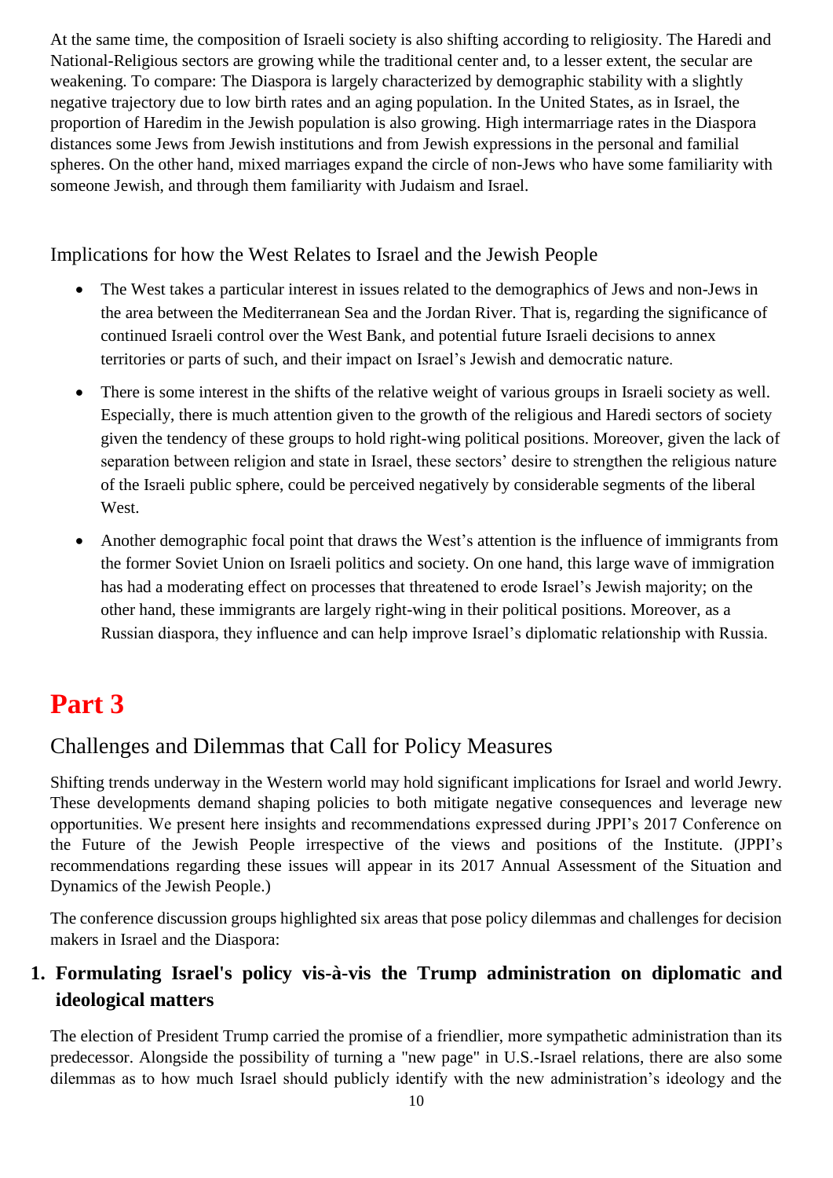At the same time, the composition of Israeli society is also shifting according to religiosity. The Haredi and National-Religious sectors are growing while the traditional center and, to a lesser extent, the secular are weakening. To compare: The Diaspora is largely characterized by demographic stability with a slightly negative trajectory due to low birth rates and an aging population. In the United States, as in Israel, the proportion of Haredim in the Jewish population is also growing. High intermarriage rates in the Diaspora distances some Jews from Jewish institutions and from Jewish expressions in the personal and familial spheres. On the other hand, mixed marriages expand the circle of non-Jews who have some familiarity with someone Jewish, and through them familiarity with Judaism and Israel.

### Implications for how the West Relates to Israel and the Jewish People

- The West takes a particular interest in issues related to the demographics of Jews and non-Jews in the area between the Mediterranean Sea and the Jordan River. That is, regarding the significance of continued Israeli control over the West Bank, and potential future Israeli decisions to annex territories or parts of such, and their impact on Israel's Jewish and democratic nature.
- There is some interest in the shifts of the relative weight of various groups in Israeli society as well. Especially, there is much attention given to the growth of the religious and Haredi sectors of society given the tendency of these groups to hold right-wing political positions. Moreover, given the lack of separation between religion and state in Israel, these sectors' desire to strengthen the religious nature of the Israeli public sphere, could be perceived negatively by considerable segments of the liberal West.
- Another demographic focal point that draws the West's attention is the influence of immigrants from the former Soviet Union on Israeli politics and society. On one hand, this large wave of immigration has had a moderating effect on processes that threatened to erode Israel's Jewish majority; on the other hand, these immigrants are largely right-wing in their political positions. Moreover, as a Russian diaspora, they influence and can help improve Israel's diplomatic relationship with Russia.

# Part 3

## Challenges and Dilemmas that Call for Policy Measures

Shifting trends underway in the Western world may hold significant implications for Israel and world Jewry. These developments demand shaping policies to both mitigate negative consequences and leverage new opportunities. We present here insights and recommendations expressed during JPPI's 2017 Conference on the Future of the Jewish People irrespective of the views and positions of the Institute. (JPPI's recommendations regarding these issues will appear in its 2017 Annual Assessment of the Situation and Dynamics of the Jewish People.)

The conference discussion groups highlighted six areas that pose policy dilemmas and challenges for decision makers in Israel and the Diaspora:

### 1. Formulating Israel's policy vis-à-vis the Trump administration on diplomatic and ideological matters

The election of President Trump carried the promise of a friendlier, more sympathetic administration than its predecessor. Alongside the possibility of turning a "new page" in U.S.-Israel relations, there are also some dilemmas as to how much Israel should publicly identify with the new administration's ideology and the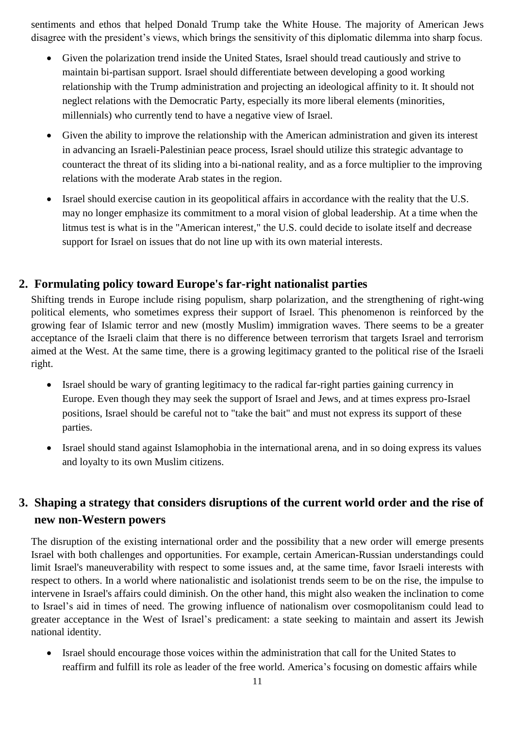sentiments and ethos that helped Donald Trump take the White House. The majority of American Jews disagree with the president's views, which brings the sensitivity of this diplomatic dilemma into sharp focus.

- Given the polarization trend inside the United States, Israel should tread cautiously and strive to maintain bi-partisan support. Israel should differentiate between developing a good working relationship with the Trump administration and projecting an ideological affinity to it. It should not neglect relations with the Democratic Party, especially its more liberal elements (minorities, millennials) who currently tend to have a negative view of Israel.
- Given the ability to improve the relationship with the American administration and given its interest in advancing an Israeli-Palestinian peace process, Israel should utilize this strategic advantage to counteract the threat of its sliding into a bi-national reality, and as a force multiplier to the improving relations with the moderate Arab states in the region.
- Israel should exercise caution in its geopolitical affairs in accordance with the reality that the U.S. may no longer emphasize its commitment to a moral vision of global leadership. At a time when the litmus test is what is in the "American interest," the U.S. could decide to isolate itself and decrease support for Israel on issues that do not line up with its own material interests.

## 2. Formulating policy toward Europe's far-right nationalist parties

Shifting trends in Europe include rising populism, sharp polarization, and the strengthening of right-wing political elements, who sometimes express their support of Israel. This phenomenon is reinforced by the growing fear of Islamic terror and new (mostly Muslim) immigration waves. There seems to be a greater acceptance of the Israeli claim that there is no difference between terrorism that targets Israel and terrorism aimed at the West. At the same time, there is a growing legitimacy granted to the political rise of the Israeli right.

- Israel should be wary of granting legitimacy to the radical far-right parties gaining currency in Europe. Even though they may seek the support of Israel and Jews, and at times express pro-Israel positions, Israel should be careful not to "take the bait" and must not express its support of these parties.
- Israel should stand against Islamophobia in the international arena, and in so doing express its values and loyalty to its own Muslim citizens.

## 3. Shaping a strategy that considers disruptions of the current world order and the rise of new non-Western powers

The disruption of the existing international order and the possibility that a new order will emerge presents Israel with both challenges and opportunities. For example, certain American-Russian understandings could limit Israel's maneuverability with respect to some issues and, at the same time, favor Israeli interests with respect to others. In a world where nationalistic and isolationist trends seem to be on the rise, the impulse to intervene in Israel's affairs could diminish. On the other hand, this might also weaken the inclination to come to Israel's aid in times of need. The growing influence of nationalism over cosmopolitanism could lead to greater acceptance in the West of Israel's predicament: a state seeking to maintain and assert its Jewish national identity.

- Israel should encourage those voices within the administration that call for the United States to reaffirm and fulfill its role as leader of the free world. America's focusing on domestic affairs while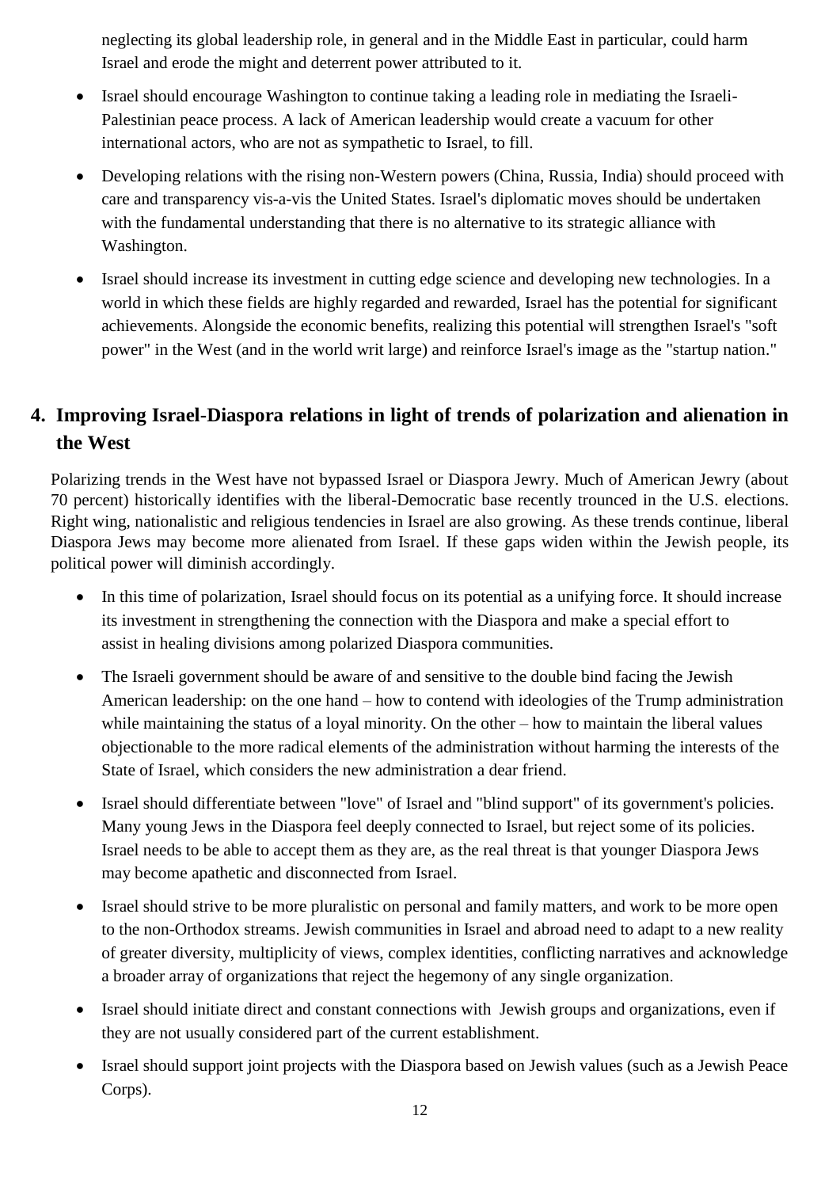neglecting its global leadership role, in general and in the Middle East in particular, could harm Israel and erode the might and deterrent power attributed to it.

- Israel should encourage Washington to continue taking a leading role in mediating the Israeli-Palestinian peace process. A lack of American leadership would create a vacuum for other international actors, who are not as sympathetic to Israel, to fill.
- Developing relations with the rising non-Western powers (China, Russia, India) should proceed with care and transparency vis-a-vis the United States. Israel's diplomatic moves should be undertaken with the fundamental understanding that there is no alternative to its strategic alliance with Washington.
- Israel should increase its investment in cutting edge science and developing new technologies. In a world in which these fields are highly regarded and rewarded, Israel has the potential for significant achievements. Alongside the economic benefits, realizing this potential will strengthen Israel's "soft power" in the West (and in the world writ large) and reinforce Israel's image as the "startup nation."

## 4. Improving Israel-Diaspora relations in light of trends of polarization and alienation in the West

Polarizing trends in the West have not bypassed Israel or Diaspora Jewry. Much of American Jewry (about 70 percent) historically identifies with the liberal-Democratic base recently trounced in the U.S. elections. Right wing, nationalistic and religious tendencies in Israel are also growing. As these trends continue, liberal Diaspora Jews may become more alienated from Israel. If these gaps widen within the Jewish people, its political power will diminish accordingly.

- In this time of polarization, Israel should focus on its potential as a unifying force. It should increase its investment in strengthening the connection with the Diaspora and make a special effort to assist in healing divisions among polarized Diaspora communities.
- The Israeli government should be aware of and sensitive to the double bind facing the Jewish American leadership: on the one hand – how to contend with ideologies of the Trump administration while maintaining the status of a loyal minority. On the other – how to maintain the liberal values objectionable to the more radical elements of the administration without harming the interests of the State of Israel, which considers the new administration a dear friend.
- Israel should differentiate between "love" of Israel and "blind support" of its government's policies. Many young Jews in the Diaspora feel deeply connected to Israel, but reject some of its policies. Israel needs to be able to accept them as they are, as the real threat is that younger Diaspora Jews may become apathetic and disconnected from Israel.
- Israel should strive to be more pluralistic on personal and family matters, and work to be more open to the non-Orthodox streams. Jewish communities in Israel and abroad need to adapt to a new reality of greater diversity, multiplicity of views, complex identities, conflicting narratives and acknowledge a broader array of organizations that reject the hegemony of any single organization.
- Israel should initiate direct and constant connections with Jewish groups and organizations, even if they are not usually considered part of the current establishment.
- Israel should support joint projects with the Diaspora based on Jewish values (such as a Jewish Peace Corps).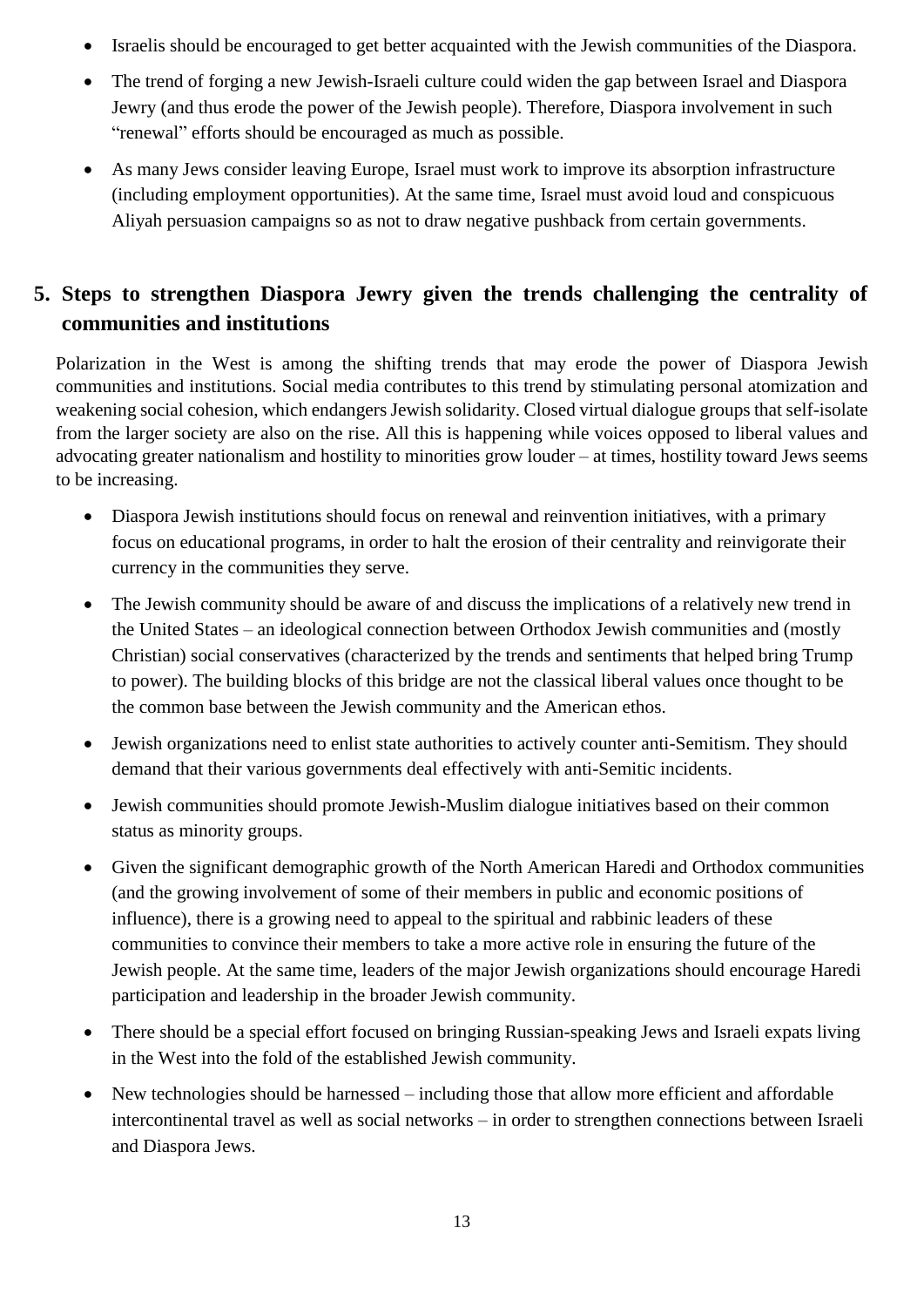- Israelis should be encouraged to get better acquainted with the Jewish communities of the Diaspora.
- The trend of forging a new Jewish-Israeli culture could widen the gap between Israel and Diaspora Jewry (and thus erode the power of the Jewish people). Therefore, Diaspora involvement in such "renewal" efforts should be encouraged as much as possible.
- As many Jews consider leaving Europe, Israel must work to improve its absorption infrastructure (including employment opportunities). At the same time, Israel must avoid loud and conspicuous Aliyah persuasion campaigns so as not to draw negative pushback from certain governments.

## 5. Steps to strengthen Diaspora Jewry given the trends challenging the centrality of communities and institutions

Polarization in the West is among the shifting trends that may erode the power of Diaspora Jewish communities and institutions. Social media contributes to this trend by stimulating personal atomization and weakening social cohesion, which endangers Jewish solidarity. Closed virtual dialogue groups that self-isolate from the larger society are also on the rise. All this is happening while voices opposed to liberal values and advocating greater nationalism and hostility to minorities grow louder – at times, hostility toward Jews seems to be increasing.

- Diaspora Jewish institutions should focus on renewal and reinvention initiatives, with a primary focus on educational programs, in order to halt the erosion of their centrality and reinvigorate their currency in the communities they serve.
- The Jewish community should be aware of and discuss the implications of a relatively new trend in the United States – an ideological connection between Orthodox Jewish communities and (mostly Christian) social conservatives (characterized by the trends and sentiments that helped bring Trump to power). The building blocks of this bridge are not the classical liberal values once thought to be the common base between the Jewish community and the American ethos.
- Jewish organizations need to enlist state authorities to actively counter anti-Semitism. They should demand that their various governments deal effectively with anti-Semitic incidents.
- Jewish communities should promote Jewish-Muslim dialogue initiatives based on their common status as minority groups.
- Given the significant demographic growth of the North American Haredi and Orthodox communities (and the growing involvement of some of their members in public and economic positions of influence), there is a growing need to appeal to the spiritual and rabbinic leaders of these communities to convince their members to take a more active role in ensuring the future of the Jewish people. At the same time, leaders of the major Jewish organizations should encourage Haredi participation and leadership in the broader Jewish community.
- There should be a special effort focused on bringing Russian-speaking Jews and Israeli expats living in the West into the fold of the established Jewish community.
- New technologies should be harnessed – including those that allow more efficient and affordable intercontinental travel as well as social networks – in order to strengthen connections between Israeli and Diaspora Jews.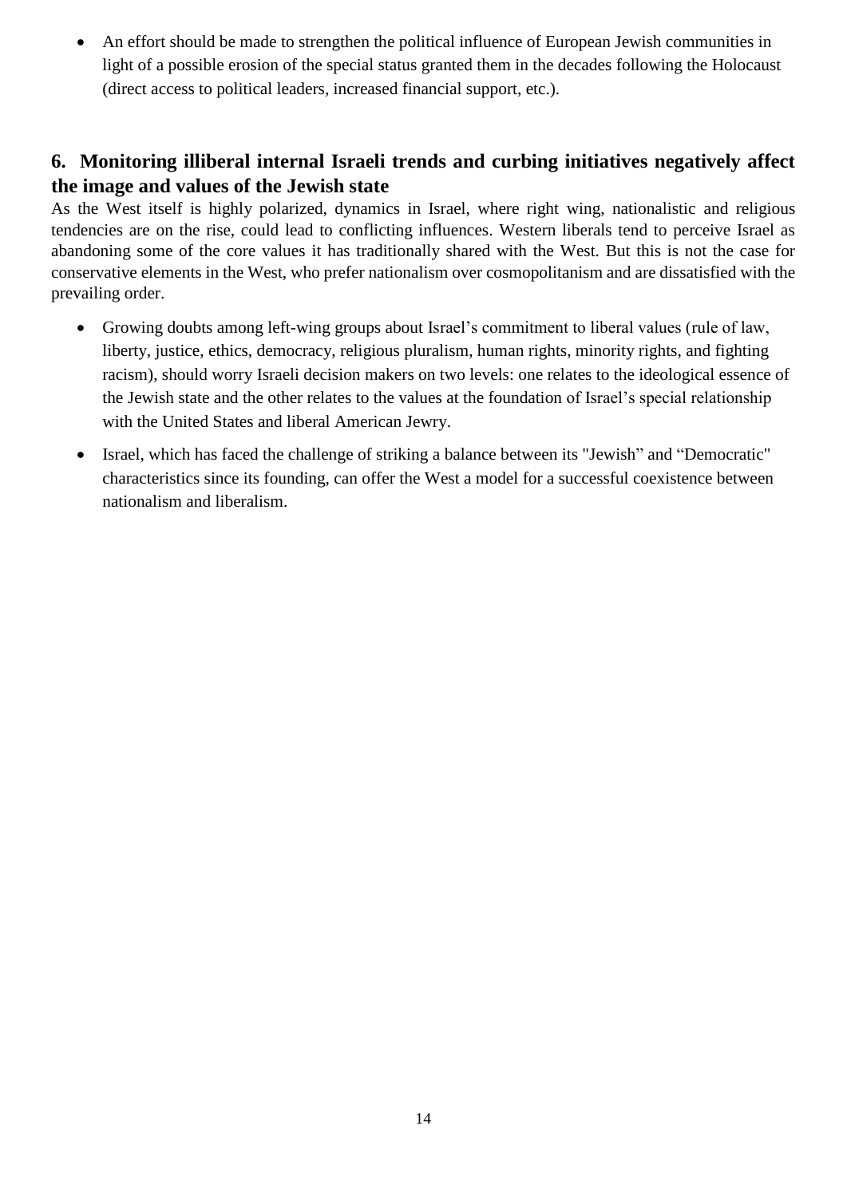- An effort should be made to strengthen the political influence of European Jewish communities in light of a possible erosion of the special status granted them in the decades following the Holocaust (direct access to political leaders, increased financial support, etc.).

## 6. Monitoring illiberal internal Israeli trends and curbing initiatives negatively affect the image and values of the Jewish state

As the West itself is highly polarized, dynamics in Israel, where right wing, nationalistic and religious tendencies are on the rise, could lead to conflicting influences. Western liberals tend to perceive Israel as abandoning some of the core values it has traditionally shared with the West. But this is not the case for conservative elements in the West, who prefer nationalism over cosmopolitanism and are dissatisfied with the prevailing order.

- Growing doubts among left-wing groups about Israel's commitment to liberal values (rule of law, liberty, justice, ethics, democracy, religious pluralism, human rights, minority rights, and fighting racism), should worry Israeli decision makers on two levels: one relates to the ideological essence of the Jewish state and the other relates to the values at the foundation of Israel's special relationship with the United States and liberal American Jewry.
- Israel, which has faced the challenge of striking a balance between its "Jewish" and "Democratic" characteristics since its founding, can offer the West a model for a successful coexistence between nationalism and liberalism.